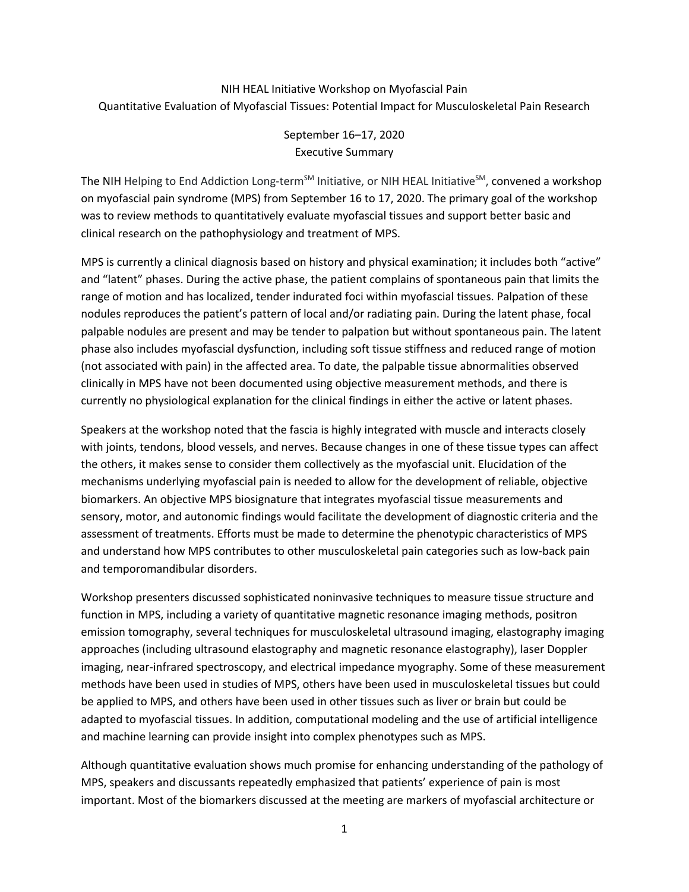# NIH HEAL Initiative Workshop on Myofascial Pain

## Quantitative Evaluation of Myofascial Tissues: Potential Impact for Musculoskeletal Pain Research

September 16–17, 2020

Executive Summary

The NIH Helping to End Addiction Long-term[SM] Initiative, or NIH HEAL Initiative[SM], convened a workshop on myofascial pain syndrome (MPS) from September 16 to 17, 2020. The primary goal of the workshop was to review methods to quantitatively evaluate myofascial tissues and support better basic and clinical research on the pathophysiology and treatment of MPS.

MPS is currently a clinical diagnosis based on history and physical examination; it includes both "active" and "latent" phases. During the active phase, the patient complains of spontaneous pain that limits the range of motion and has localized, tender indurated foci within myofascial tissues. Palpation of these nodules reproduces the patient's pattern of local and/or radiating pain. During the latent phase, focal palpable nodules are present and may be tender to palpation but without spontaneous pain. The latent phase also includes myofascial dysfunction, including soft tissue stiffness and reduced range of motion (not associated with pain) in the affected area. To date, the palpable tissue abnormalities observed clinically in MPS have not been documented using objective measurement methods, and there is currently no physiological explanation for the clinical findings in either the active or latent phases.

Speakers at the workshop noted that the fascia is highly integrated with muscle and interacts closely with joints, tendons, blood vessels, and nerves. Because changes in one of these tissue types can affect the others, it makes sense to consider them collectively as the myofascial unit. Elucidation of the mechanisms underlying myofascial pain is needed to allow for the development of reliable, objective biomarkers. An objective MPS biosignature that integrates myofascial tissue measurements and sensory, motor, and autonomic findings would facilitate the development of diagnostic criteria and the assessment of treatments. Efforts must be made to determine the phenotypic characteristics of MPS and understand how MPS contributes to other musculoskeletal pain categories such as low-back pain and temporomandibular disorders.

Workshop presenters discussed sophisticated noninvasive techniques to measure tissue structure and function in MPS, including a variety of quantitative magnetic resonance imaging methods, positron emission tomography, several techniques for musculoskeletal ultrasound imaging, elastography imaging approaches (including ultrasound elastography and magnetic resonance elastography), laser Doppler imaging, near-infrared spectroscopy, and electrical impedance myography. Some of these measurement methods have been used in studies of MPS, others have been used in musculoskeletal tissues but could be applied to MPS, and others have been used in other tissues such as liver or brain but could be adapted to myofascial tissues. In addition, computational modeling and the use of artificial intelligence and machine learning can provide insight into complex phenotypes such as MPS.

Although quantitative evaluation shows much promise for enhancing understanding of the pathology of MPS, speakers and discussants repeatedly emphasized that patients' experience of pain is most important. Most of the biomarkers discussed at the meeting are markers of myofascial architecture or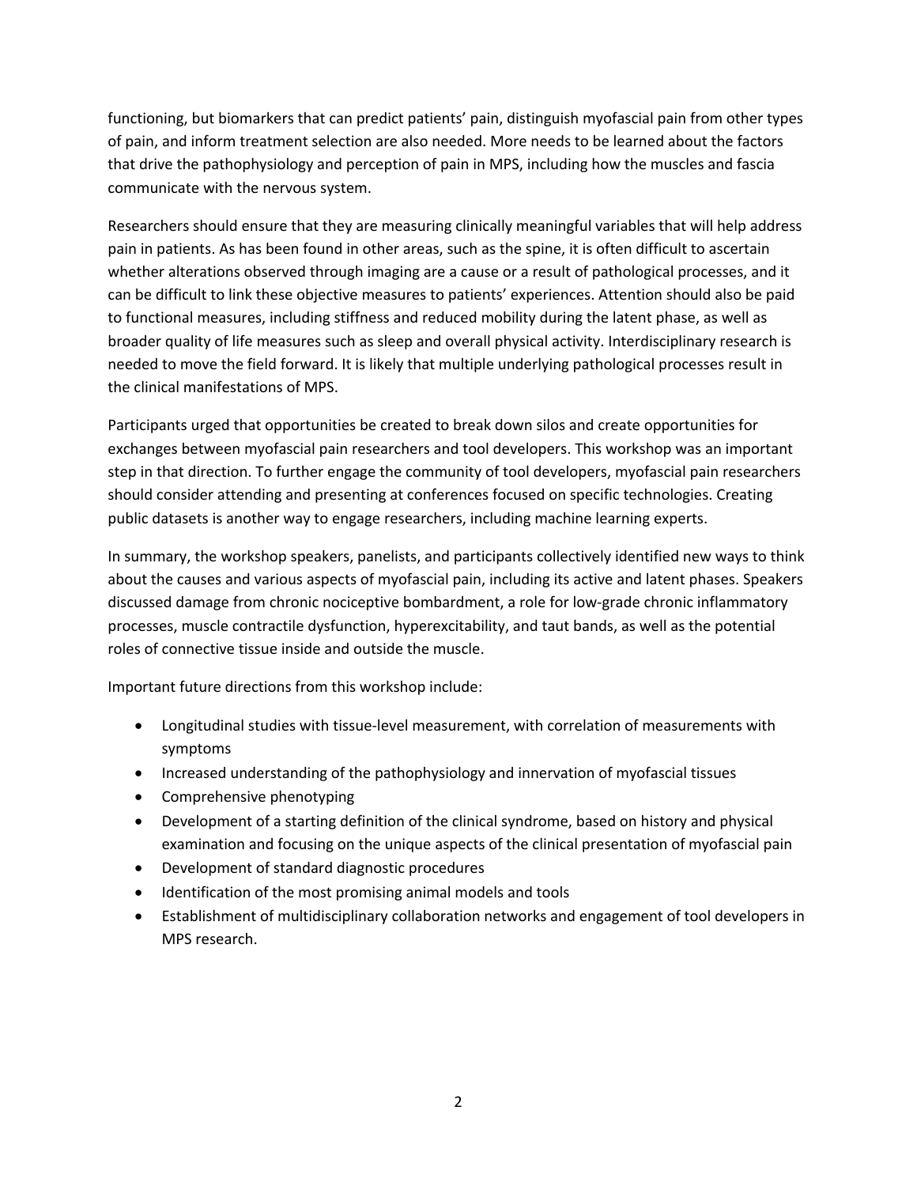functioning, but biomarkers that can predict patients' pain, distinguish myofascial pain from other types of pain, and inform treatment selection are also needed. More needs to be learned about the factors that drive the pathophysiology and perception of pain in MPS, including how the muscles and fascia communicate with the nervous system.

Researchers should ensure that they are measuring clinically meaningful variables that will help address pain in patients. As has been found in other areas, such as the spine, it is often difficult to ascertain whether alterations observed through imaging are a cause or a result of pathological processes, and it can be difficult to link these objective measures to patients' experiences. Attention should also be paid to functional measures, including stiffness and reduced mobility during the latent phase, as well as broader quality of life measures such as sleep and overall physical activity. Interdisciplinary research is needed to move the field forward. It is likely that multiple underlying pathological processes result in the clinical manifestations of MPS.

Participants urged that opportunities be created to break down silos and create opportunities for exchanges between myofascial pain researchers and tool developers. This workshop was an important step in that direction. To further engage the community of tool developers, myofascial pain researchers should consider attending and presenting at conferences focused on specific technologies. Creating public datasets is another way to engage researchers, including machine learning experts.

In summary, the workshop speakers, panelists, and participants collectively identified new ways to think about the causes and various aspects of myofascial pain, including its active and latent phases. Speakers discussed damage from chronic nociceptive bombardment, a role for low-grade chronic inflammatory processes, muscle contractile dysfunction, hyperexcitability, and taut bands, as well as the potential roles of connective tissue inside and outside the muscle.

Important future directions from this workshop include:

- Longitudinal studies with tissue-level measurement, with correlation of measurements with symptoms
- Increased understanding of the pathophysiology and innervation of myofascial tissues
- Comprehensive phenotyping
- Development of a starting definition of the clinical syndrome, based on history and physical examination and focusing on the unique aspects of the clinical presentation of myofascial pain
- Development of standard diagnostic procedures
- Identification of the most promising animal models and tools
- Establishment of multidisciplinary collaboration networks and engagement of tool developers in MPS research.